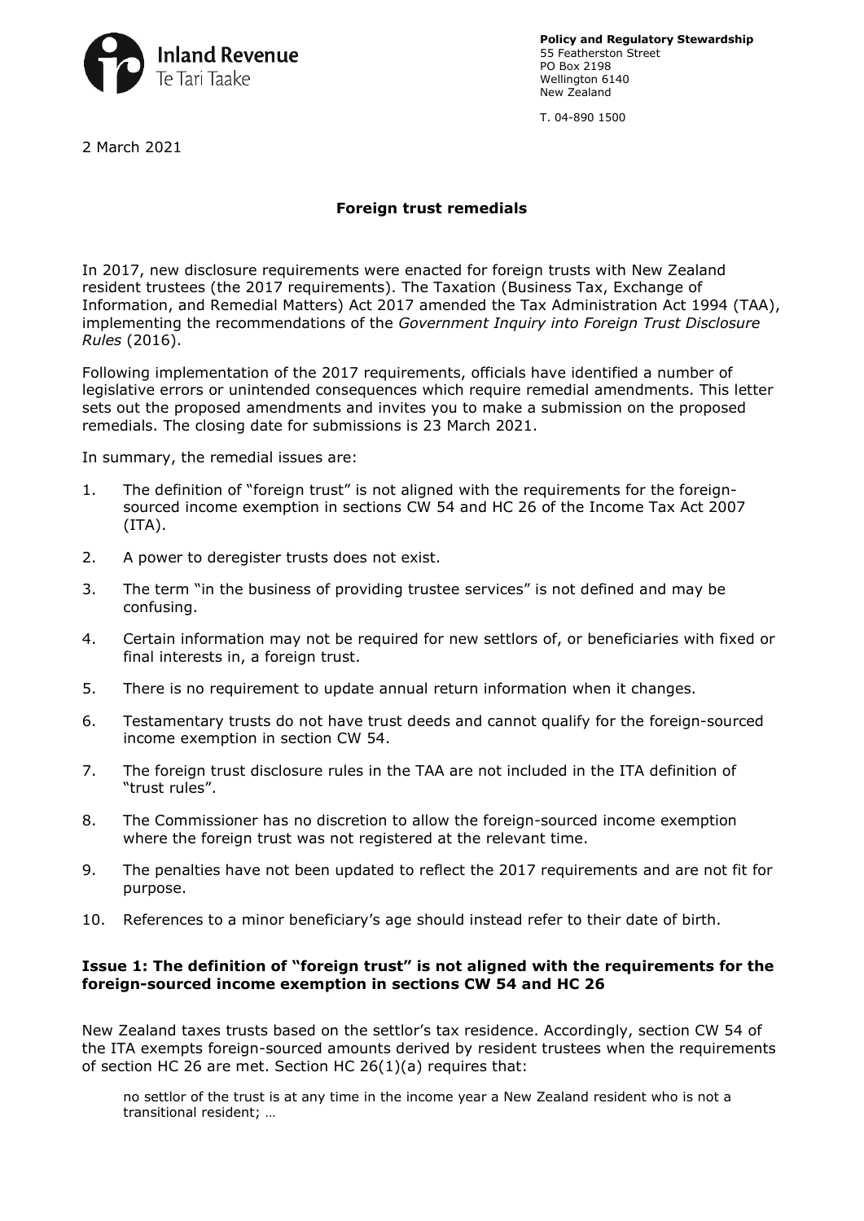Inland Revenue
Te Tari Taake

**Policy and Regulatory Stewardship**
55 Featherston Street
PO Box 2198
Wellington 6140
New Zealand

T. 04-890 1500

2 March 2021

## Foreign trust remedials

In 2017, new disclosure requirements were enacted for foreign trusts with New Zealand resident trustees (the 2017 requirements). The Taxation (Business Tax, Exchange of Information, and Remedial Matters) Act 2017 amended the Tax Administration Act 1994 (TAA), implementing the recommendations of the *Government Inquiry into Foreign Trust Disclosure Rules* (2016).

Following implementation of the 2017 requirements, officials have identified a number of legislative errors or unintended consequences which require remedial amendments. This letter sets out the proposed amendments and invites you to make a submission on the proposed remedials. The closing date for submissions is 23 March 2021.

In summary, the remedial issues are:

1. The definition of "foreign trust" is not aligned with the requirements for the foreign-sourced income exemption in sections CW 54 and HC 26 of the Income Tax Act 2007 (ITA).
2. A power to deregister trusts does not exist.
3. The term "in the business of providing trustee services" is not defined and may be confusing.
4. Certain information may not be required for new settlors of, or beneficiaries with fixed or final interests in, a foreign trust.
5. There is no requirement to update annual return information when it changes.
6. Testamentary trusts do not have trust deeds and cannot qualify for the foreign-sourced income exemption in section CW 54.
7. The foreign trust disclosure rules in the TAA are not included in the ITA definition of "trust rules".
8. The Commissioner has no discretion to allow the foreign-sourced income exemption where the foreign trust was not registered at the relevant time.
9. The penalties have not been updated to reflect the 2017 requirements and are not fit for purpose.
10. References to a minor beneficiary's age should instead refer to their date of birth.

### Issue 1: The definition of "foreign trust" is not aligned with the requirements for the foreign-sourced income exemption in sections CW 54 and HC 26

New Zealand taxes trusts based on the settlor's tax residence. Accordingly, section CW 54 of the ITA exempts foreign-sourced amounts derived by resident trustees when the requirements of section HC 26 are met. Section HC 26(1)(a) requires that:

> no settlor of the trust is at any time in the income year a New Zealand resident who is not a transitional resident; …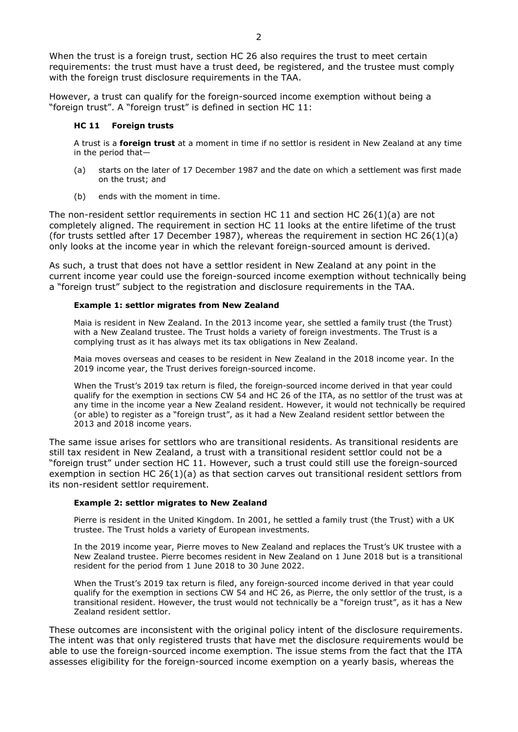When the trust is a foreign trust, section HC 26 also requires the trust to meet certain requirements: the trust must have a trust deed, be registered, and the trustee must comply with the foreign trust disclosure requirements in the TAA.

However, a trust can qualify for the foreign-sourced income exemption without being a "foreign trust". A "foreign trust" is defined in section HC 11:

> **HC 11 Foreign trusts**
>
> A trust is a **foreign trust** at a moment in time if no settlor is resident in New Zealand at any time in the period that—
>
> (a) starts on the later of 17 December 1987 and the date on which a settlement was first made on the trust; and
>
> (b) ends with the moment in time.

The non-resident settlor requirements in section HC 11 and section HC 26(1)(a) are not completely aligned. The requirement in section HC 11 looks at the entire lifetime of the trust (for trusts settled after 17 December 1987), whereas the requirement in section HC 26(1)(a) only looks at the income year in which the relevant foreign-sourced amount is derived.

As such, a trust that does not have a settlor resident in New Zealand at any point in the current income year could use the foreign-sourced income exemption without technically being a "foreign trust" subject to the registration and disclosure requirements in the TAA.

> **Example 1: settlor migrates from New Zealand**
>
> Maia is resident in New Zealand. In the 2013 income year, she settled a family trust (the Trust) with a New Zealand trustee. The Trust holds a variety of foreign investments. The Trust is a complying trust as it has always met its tax obligations in New Zealand.
>
> Maia moves overseas and ceases to be resident in New Zealand in the 2018 income year. In the 2019 income year, the Trust derives foreign-sourced income.
>
> When the Trust's 2019 tax return is filed, the foreign-sourced income derived in that year could qualify for the exemption in sections CW 54 and HC 26 of the ITA, as no settlor of the trust was at any time in the income year a New Zealand resident. However, it would not technically be required (or able) to register as a "foreign trust", as it had a New Zealand resident settlor between the 2013 and 2018 income years.

The same issue arises for settlors who are transitional residents. As transitional residents are still tax resident in New Zealand, a trust with a transitional resident settlor could not be a "foreign trust" under section HC 11. However, such a trust could still use the foreign-sourced exemption in section HC 26(1)(a) as that section carves out transitional resident settlors from its non-resident settlor requirement.

> **Example 2: settlor migrates to New Zealand**
>
> Pierre is resident in the United Kingdom. In 2001, he settled a family trust (the Trust) with a UK trustee. The Trust holds a variety of European investments.
>
> In the 2019 income year, Pierre moves to New Zealand and replaces the Trust's UK trustee with a New Zealand trustee. Pierre becomes resident in New Zealand on 1 June 2018 but is a transitional resident for the period from 1 June 2018 to 30 June 2022.
>
> When the Trust's 2019 tax return is filed, any foreign-sourced income derived in that year could qualify for the exemption in sections CW 54 and HC 26, as Pierre, the only settlor of the trust, is a transitional resident. However, the trust would not technically be a "foreign trust", as it has a New Zealand resident settlor.

These outcomes are inconsistent with the original policy intent of the disclosure requirements. The intent was that only registered trusts that have met the disclosure requirements would be able to use the foreign-sourced income exemption. The issue stems from the fact that the ITA assesses eligibility for the foreign-sourced income exemption on a yearly basis, whereas the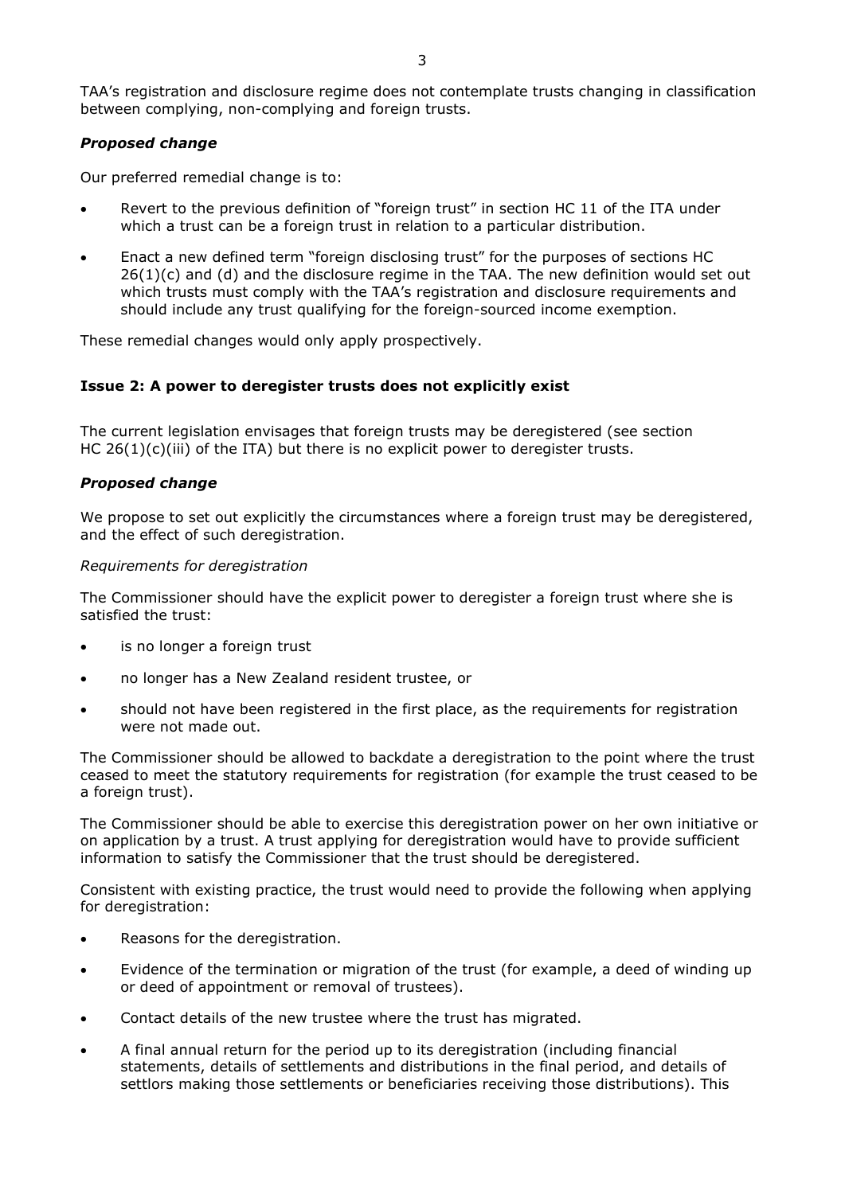TAA's registration and disclosure regime does not contemplate trusts changing in classification between complying, non-complying and foreign trusts.

### *Proposed change*

Our preferred remedial change is to:

- Revert to the previous definition of "foreign trust" in section HC 11 of the ITA under which a trust can be a foreign trust in relation to a particular distribution.
- Enact a new defined term "foreign disclosing trust" for the purposes of sections HC 26(1)(c) and (d) and the disclosure regime in the TAA. The new definition would set out which trusts must comply with the TAA's registration and disclosure requirements and should include any trust qualifying for the foreign-sourced income exemption.

These remedial changes would only apply prospectively.

## **Issue 2: A power to deregister trusts does not explicitly exist**

The current legislation envisages that foreign trusts may be deregistered (see section HC 26(1)(c)(iii) of the ITA) but there is no explicit power to deregister trusts.

### *Proposed change*

We propose to set out explicitly the circumstances where a foreign trust may be deregistered, and the effect of such deregistration.

*Requirements for deregistration*

The Commissioner should have the explicit power to deregister a foreign trust where she is satisfied the trust:

- is no longer a foreign trust
- no longer has a New Zealand resident trustee, or
- should not have been registered in the first place, as the requirements for registration were not made out.

The Commissioner should be allowed to backdate a deregistration to the point where the trust ceased to meet the statutory requirements for registration (for example the trust ceased to be a foreign trust).

The Commissioner should be able to exercise this deregistration power on her own initiative or on application by a trust. A trust applying for deregistration would have to provide sufficient information to satisfy the Commissioner that the trust should be deregistered.

Consistent with existing practice, the trust would need to provide the following when applying for deregistration:

- Reasons for the deregistration.
- Evidence of the termination or migration of the trust (for example, a deed of winding up or deed of appointment or removal of trustees).
- Contact details of the new trustee where the trust has migrated.
- A final annual return for the period up to its deregistration (including financial statements, details of settlements and distributions in the final period, and details of settlors making those settlements or beneficiaries receiving those distributions). This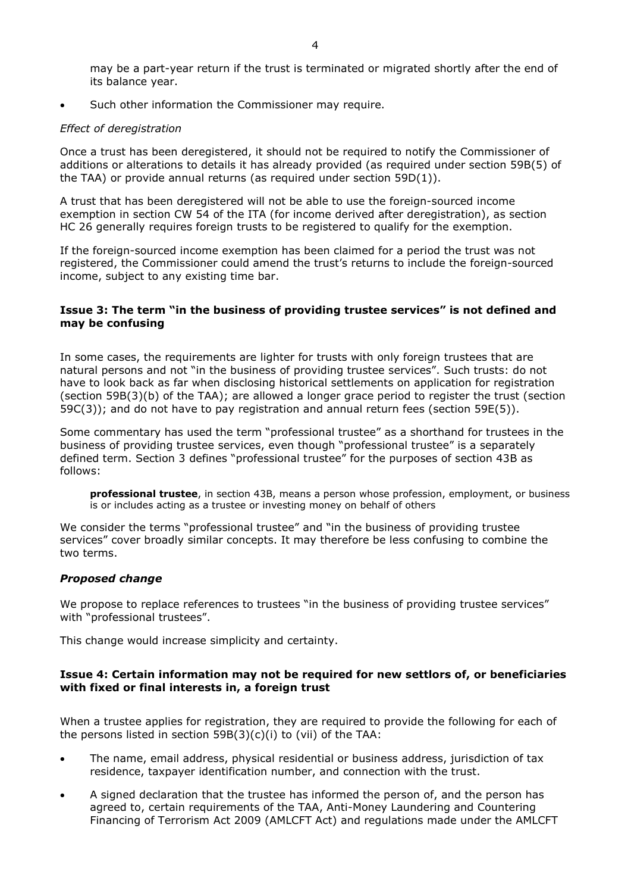may be a part-year return if the trust is terminated or migrated shortly after the end of its balance year.

- Such other information the Commissioner may require.

*Effect of deregistration*

Once a trust has been deregistered, it should not be required to notify the Commissioner of additions or alterations to details it has already provided (as required under section 59B(5) of the TAA) or provide annual returns (as required under section 59D(1)).

A trust that has been deregistered will not be able to use the foreign-sourced income exemption in section CW 54 of the ITA (for income derived after deregistration), as section HC 26 generally requires foreign trusts to be registered to qualify for the exemption.

If the foreign-sourced income exemption has been claimed for a period the trust was not registered, the Commissioner could amend the trust's returns to include the foreign-sourced income, subject to any existing time bar.

### Issue 3: The term "in the business of providing trustee services" is not defined and may be confusing

In some cases, the requirements are lighter for trusts with only foreign trustees that are natural persons and not "in the business of providing trustee services". Such trusts: do not have to look back as far when disclosing historical settlements on application for registration (section 59B(3)(b) of the TAA); are allowed a longer grace period to register the trust (section 59C(3)); and do not have to pay registration and annual return fees (section 59E(5)).

Some commentary has used the term "professional trustee" as a shorthand for trustees in the business of providing trustee services, even though "professional trustee" is a separately defined term. Section 3 defines "professional trustee" for the purposes of section 43B as follows:

> **professional trustee**, in section 43B, means a person whose profession, employment, or business is or includes acting as a trustee or investing money on behalf of others

We consider the terms "professional trustee" and "in the business of providing trustee services" cover broadly similar concepts. It may therefore be less confusing to combine the two terms.

#### *Proposed change*

We propose to replace references to trustees "in the business of providing trustee services" with "professional trustees".

This change would increase simplicity and certainty.

### Issue 4: Certain information may not be required for new settlors of, or beneficiaries with fixed or final interests in, a foreign trust

When a trustee applies for registration, they are required to provide the following for each of the persons listed in section 59B(3)(c)(i) to (vii) of the TAA:

- The name, email address, physical residential or business address, jurisdiction of tax residence, taxpayer identification number, and connection with the trust.
- A signed declaration that the trustee has informed the person of, and the person has agreed to, certain requirements of the TAA, Anti-Money Laundering and Countering Financing of Terrorism Act 2009 (AMLCFT Act) and regulations made under the AMLCFT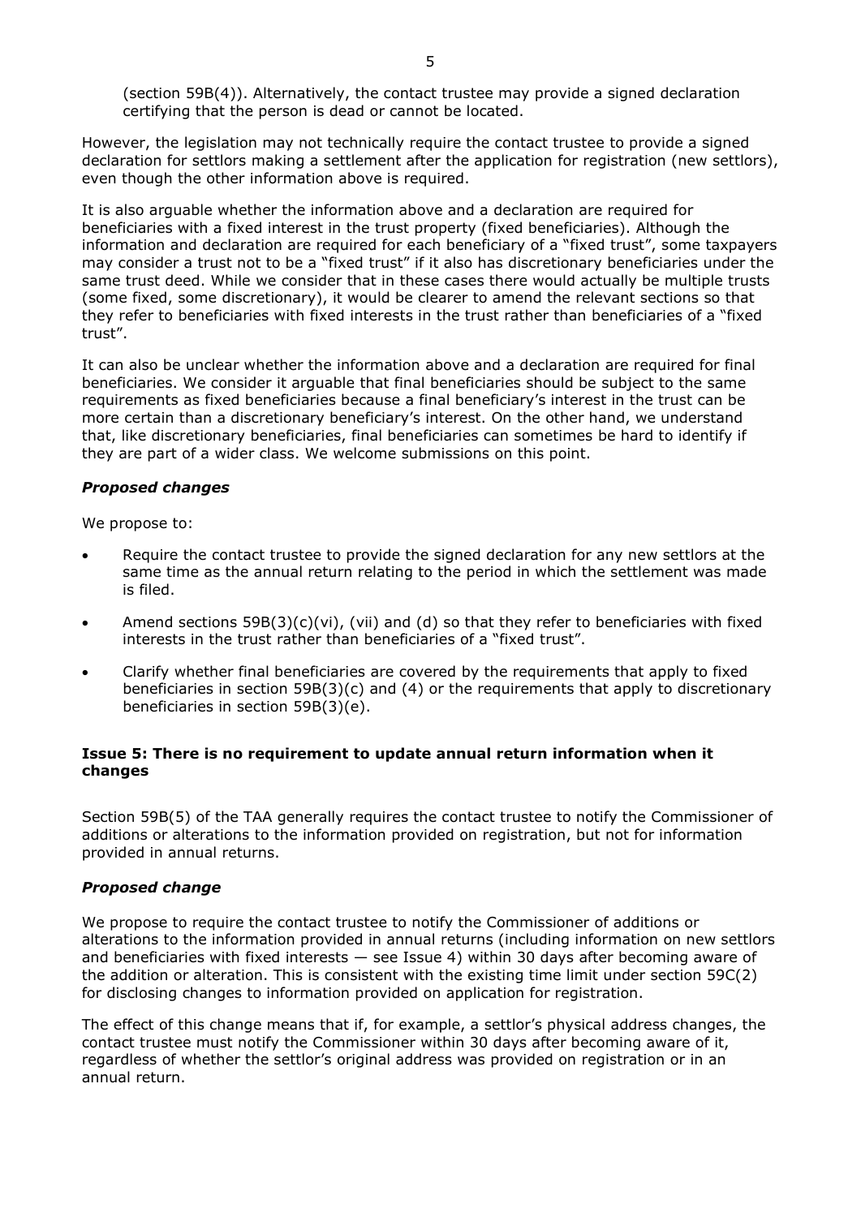(section 59B(4)). Alternatively, the contact trustee may provide a signed declaration certifying that the person is dead or cannot be located.

However, the legislation may not technically require the contact trustee to provide a signed declaration for settlors making a settlement after the application for registration (new settlors), even though the other information above is required.

It is also arguable whether the information above and a declaration are required for beneficiaries with a fixed interest in the trust property (fixed beneficiaries). Although the information and declaration are required for each beneficiary of a "fixed trust", some taxpayers may consider a trust not to be a "fixed trust" if it also has discretionary beneficiaries under the same trust deed. While we consider that in these cases there would actually be multiple trusts (some fixed, some discretionary), it would be clearer to amend the relevant sections so that they refer to beneficiaries with fixed interests in the trust rather than beneficiaries of a "fixed trust".

It can also be unclear whether the information above and a declaration are required for final beneficiaries. We consider it arguable that final beneficiaries should be subject to the same requirements as fixed beneficiaries because a final beneficiary's interest in the trust can be more certain than a discretionary beneficiary's interest. On the other hand, we understand that, like discretionary beneficiaries, final beneficiaries can sometimes be hard to identify if they are part of a wider class. We welcome submissions on this point.

### *Proposed changes*

We propose to:

- Require the contact trustee to provide the signed declaration for any new settlors at the same time as the annual return relating to the period in which the settlement was made is filed.
- Amend sections 59B(3)(c)(vi), (vii) and (d) so that they refer to beneficiaries with fixed interests in the trust rather than beneficiaries of a "fixed trust".
- Clarify whether final beneficiaries are covered by the requirements that apply to fixed beneficiaries in section 59B(3)(c) and (4) or the requirements that apply to discretionary beneficiaries in section 59B(3)(e).

### **Issue 5: There is no requirement to update annual return information when it changes**

Section 59B(5) of the TAA generally requires the contact trustee to notify the Commissioner of additions or alterations to the information provided on registration, but not for information provided in annual returns.

### *Proposed change*

We propose to require the contact trustee to notify the Commissioner of additions or alterations to the information provided in annual returns (including information on new settlors and beneficiaries with fixed interests — see Issue 4) within 30 days after becoming aware of the addition or alteration. This is consistent with the existing time limit under section 59C(2) for disclosing changes to information provided on application for registration.

The effect of this change means that if, for example, a settlor's physical address changes, the contact trustee must notify the Commissioner within 30 days after becoming aware of it, regardless of whether the settlor's original address was provided on registration or in an annual return.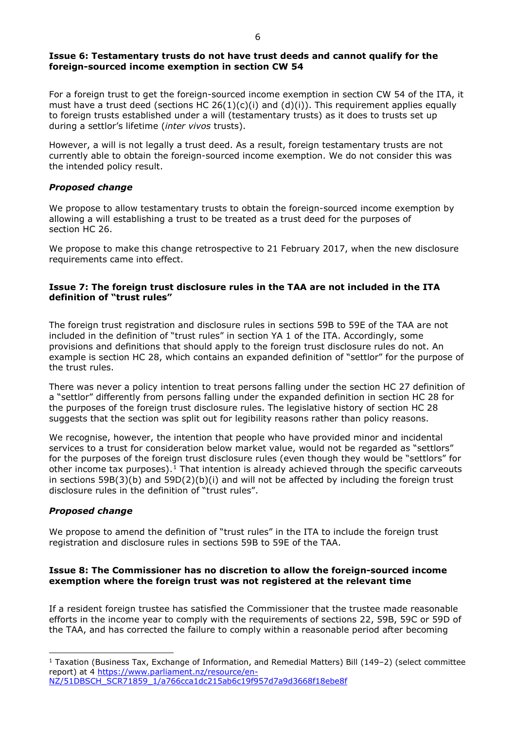### Issue 6: Testamentary trusts do not have trust deeds and cannot qualify for the foreign-sourced income exemption in section CW 54

For a foreign trust to get the foreign-sourced income exemption in section CW 54 of the ITA, it must have a trust deed (sections HC 26(1)(c)(i) and (d)(i)). This requirement applies equally to foreign trusts established under a will (testamentary trusts) as it does to trusts set up during a settlor's lifetime (*inter vivos* trusts).

However, a will is not legally a trust deed. As a result, foreign testamentary trusts are not currently able to obtain the foreign-sourced income exemption. We do not consider this was the intended policy result.

#### *Proposed change*

We propose to allow testamentary trusts to obtain the foreign-sourced income exemption by allowing a will establishing a trust to be treated as a trust deed for the purposes of section HC 26.

We propose to make this change retrospective to 21 February 2017, when the new disclosure requirements came into effect.

### Issue 7: The foreign trust disclosure rules in the TAA are not included in the ITA definition of "trust rules"

The foreign trust registration and disclosure rules in sections 59B to 59E of the TAA are not included in the definition of "trust rules" in section YA 1 of the ITA. Accordingly, some provisions and definitions that should apply to the foreign trust disclosure rules do not. An example is section HC 28, which contains an expanded definition of "settlor" for the purpose of the trust rules.

There was never a policy intention to treat persons falling under the section HC 27 definition of a "settlor" differently from persons falling under the expanded definition in section HC 28 for the purposes of the foreign trust disclosure rules. The legislative history of section HC 28 suggests that the section was split out for legibility reasons rather than policy reasons.

We recognise, however, the intention that people who have provided minor and incidental services to a trust for consideration below market value, would not be regarded as "settlors" for the purposes of the foreign trust disclosure rules (even though they would be "settlors" for other income tax purposes).[1] That intention is already achieved through the specific carveouts in sections 59B(3)(b) and 59D(2)(b)(i) and will not be affected by including the foreign trust disclosure rules in the definition of "trust rules".

#### *Proposed change*

We propose to amend the definition of "trust rules" in the ITA to include the foreign trust registration and disclosure rules in sections 59B to 59E of the TAA.

### Issue 8: The Commissioner has no discretion to allow the foreign-sourced income exemption where the foreign trust was not registered at the relevant time

If a resident foreign trustee has satisfied the Commissioner that the trustee made reasonable efforts in the income year to comply with the requirements of sections 22, 59B, 59C or 59D of the TAA, and has corrected the failure to comply within a reasonable period after becoming

---

[1] Taxation (Business Tax, Exchange of Information, and Remedial Matters) Bill (149–2) (select committee report) at 4 https://www.parliament.nz/resource/en-NZ/51DBSCH_SCR71859_1/a766cca1dc215ab6c19f957d7a9d3668f18ebe8f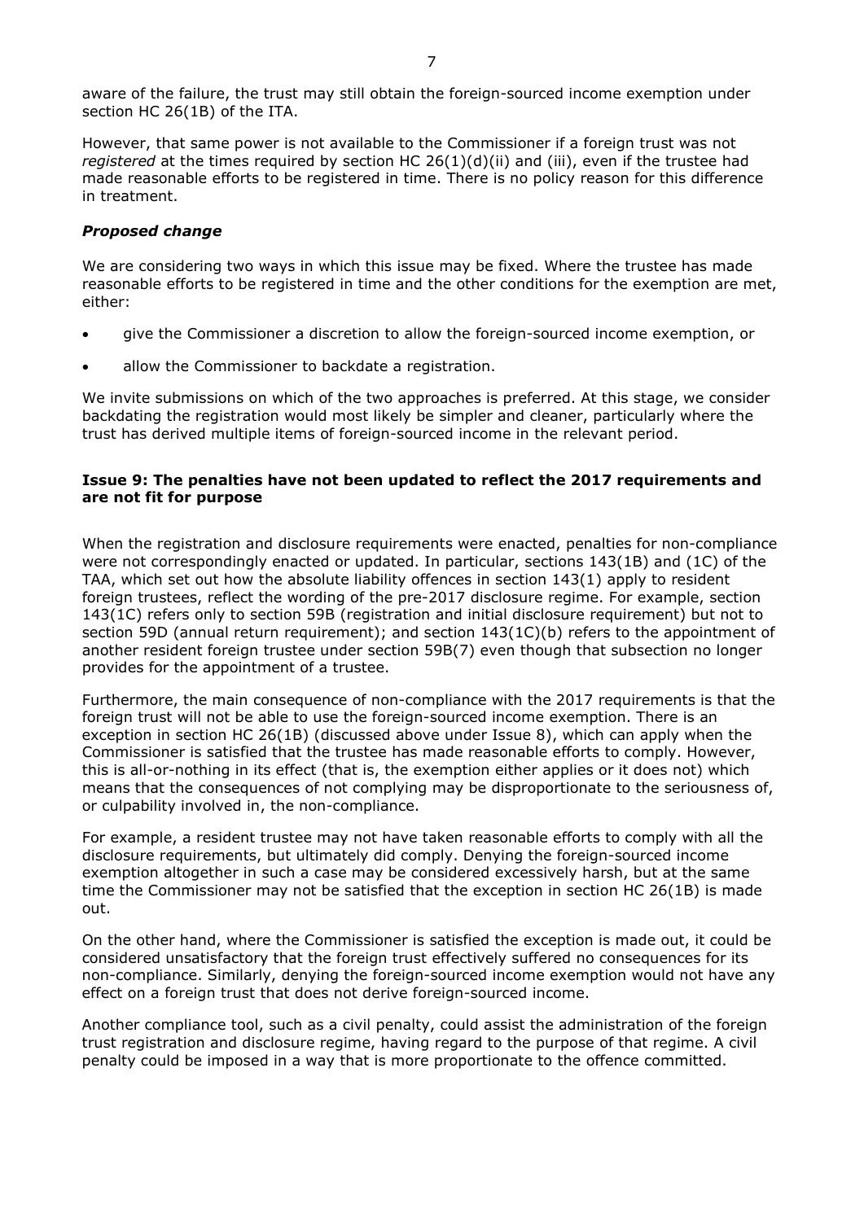aware of the failure, the trust may still obtain the foreign-sourced income exemption under section HC 26(1B) of the ITA.

However, that same power is not available to the Commissioner if a foreign trust was not *registered* at the times required by section HC 26(1)(d)(ii) and (iii), even if the trustee had made reasonable efforts to be registered in time. There is no policy reason for this difference in treatment.

### *Proposed change*

We are considering two ways in which this issue may be fixed. Where the trustee has made reasonable efforts to be registered in time and the other conditions for the exemption are met, either:

- give the Commissioner a discretion to allow the foreign-sourced income exemption, or
- allow the Commissioner to backdate a registration.

We invite submissions on which of the two approaches is preferred. At this stage, we consider backdating the registration would most likely be simpler and cleaner, particularly where the trust has derived multiple items of foreign-sourced income in the relevant period.

### **Issue 9: The penalties have not been updated to reflect the 2017 requirements and are not fit for purpose**

When the registration and disclosure requirements were enacted, penalties for non-compliance were not correspondingly enacted or updated. In particular, sections 143(1B) and (1C) of the TAA, which set out how the absolute liability offences in section 143(1) apply to resident foreign trustees, reflect the wording of the pre-2017 disclosure regime. For example, section 143(1C) refers only to section 59B (registration and initial disclosure requirement) but not to section 59D (annual return requirement); and section 143(1C)(b) refers to the appointment of another resident foreign trustee under section 59B(7) even though that subsection no longer provides for the appointment of a trustee.

Furthermore, the main consequence of non-compliance with the 2017 requirements is that the foreign trust will not be able to use the foreign-sourced income exemption. There is an exception in section HC 26(1B) (discussed above under Issue 8), which can apply when the Commissioner is satisfied that the trustee has made reasonable efforts to comply. However, this is all-or-nothing in its effect (that is, the exemption either applies or it does not) which means that the consequences of not complying may be disproportionate to the seriousness of, or culpability involved in, the non-compliance.

For example, a resident trustee may not have taken reasonable efforts to comply with all the disclosure requirements, but ultimately did comply. Denying the foreign-sourced income exemption altogether in such a case may be considered excessively harsh, but at the same time the Commissioner may not be satisfied that the exception in section HC 26(1B) is made out.

On the other hand, where the Commissioner is satisfied the exception is made out, it could be considered unsatisfactory that the foreign trust effectively suffered no consequences for its non-compliance. Similarly, denying the foreign-sourced income exemption would not have any effect on a foreign trust that does not derive foreign-sourced income.

Another compliance tool, such as a civil penalty, could assist the administration of the foreign trust registration and disclosure regime, having regard to the purpose of that regime. A civil penalty could be imposed in a way that is more proportionate to the offence committed.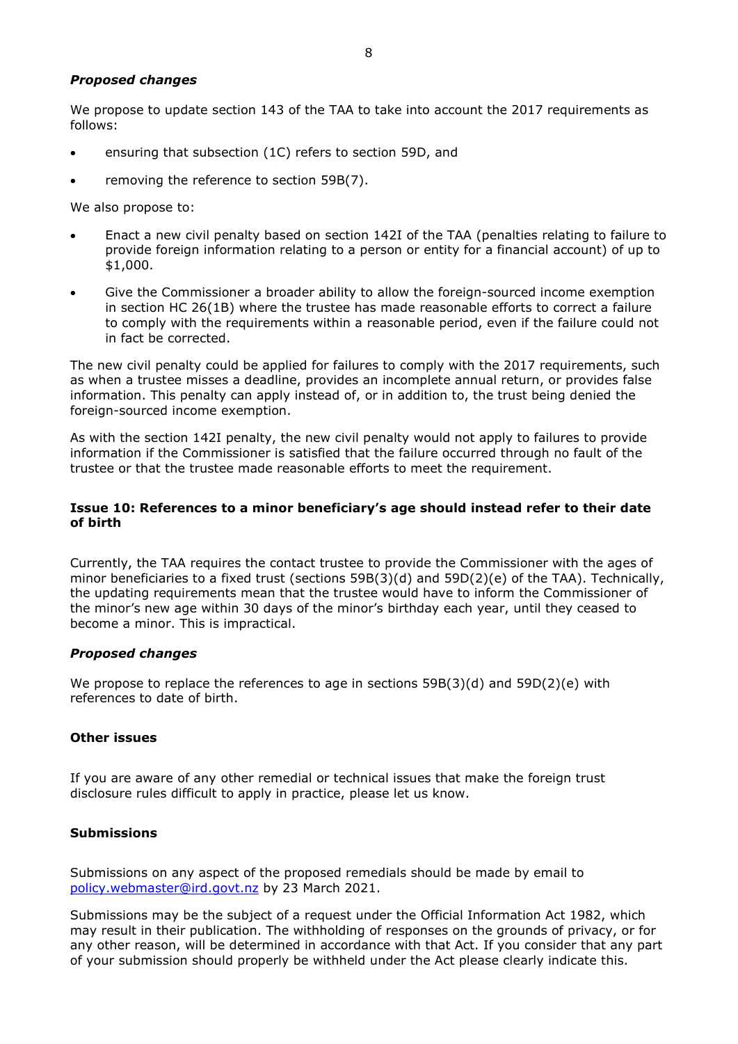### *Proposed changes*

We propose to update section 143 of the TAA to take into account the 2017 requirements as follows:

- ensuring that subsection (1C) refers to section 59D, and
- removing the reference to section 59B(7).

We also propose to:

- Enact a new civil penalty based on section 142I of the TAA (penalties relating to failure to provide foreign information relating to a person or entity for a financial account) of up to $1,000.
- Give the Commissioner a broader ability to allow the foreign-sourced income exemption in section HC 26(1B) where the trustee has made reasonable efforts to correct a failure to comply with the requirements within a reasonable period, even if the failure could not in fact be corrected.

The new civil penalty could be applied for failures to comply with the 2017 requirements, such as when a trustee misses a deadline, provides an incomplete annual return, or provides false information. This penalty can apply instead of, or in addition to, the trust being denied the foreign-sourced income exemption.

As with the section 142I penalty, the new civil penalty would not apply to failures to provide information if the Commissioner is satisfied that the failure occurred through no fault of the trustee or that the trustee made reasonable efforts to meet the requirement.

### Issue 10: References to a minor beneficiary's age should instead refer to their date of birth

Currently, the TAA requires the contact trustee to provide the Commissioner with the ages of minor beneficiaries to a fixed trust (sections 59B(3)(d) and 59D(2)(e) of the TAA). Technically, the updating requirements mean that the trustee would have to inform the Commissioner of the minor's new age within 30 days of the minor's birthday each year, until they ceased to become a minor. This is impractical.

### *Proposed changes*

We propose to replace the references to age in sections 59B(3)(d) and 59D(2)(e) with references to date of birth.

### Other issues

If you are aware of any other remedial or technical issues that make the foreign trust disclosure rules difficult to apply in practice, please let us know.

### Submissions

Submissions on any aspect of the proposed remedials should be made by email to policy.webmaster@ird.govt.nz by 23 March 2021.

Submissions may be the subject of a request under the Official Information Act 1982, which may result in their publication. The withholding of responses on the grounds of privacy, or for any other reason, will be determined in accordance with that Act. If you consider that any part of your submission should properly be withheld under the Act please clearly indicate this.